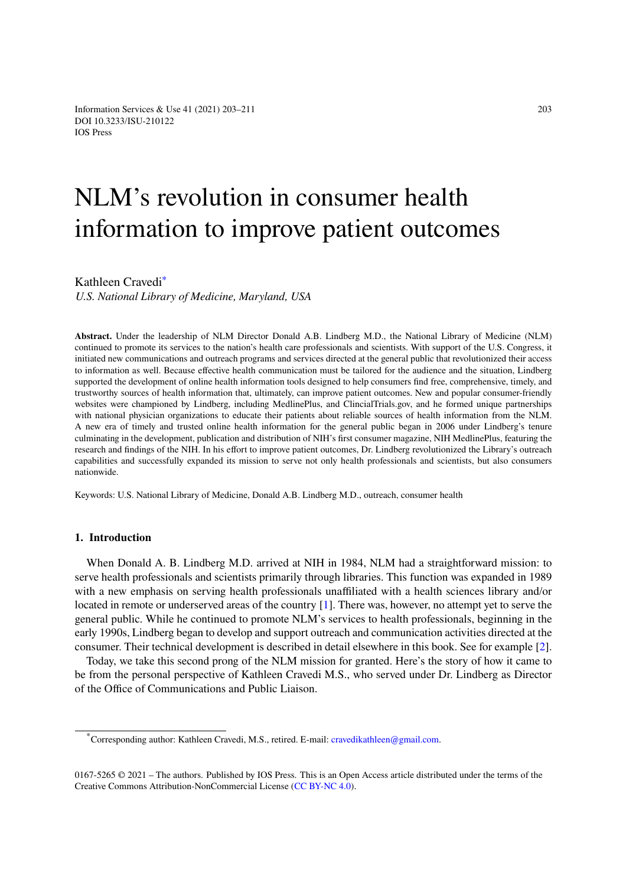# NLM's revolution in consumer health information to improve patient outcomes

Kathleen Cravedi*

*U.S. National Library of Medicine, Maryland, USA*

**Abstract.** Under the leadership of NLM Director Donald A.B. Lindberg M.D., the National Library of Medicine (NLM) continued to promote its services to the nation's health care professionals and scientists. With support of the U.S. Congress, it initiated new communications and outreach programs and services directed at the general public that revolutionized their access to information as well. Because effective health communication must be tailored for the audience and the situation, Lindberg supported the development of online health information tools designed to help consumers find free, comprehensive, timely, and trustworthy sources of health information that, ultimately, can improve patient outcomes. New and popular consumer-friendly websites were championed by Lindberg, including MedlinePlus, and ClincialTrials.gov, and he formed unique partnerships with national physician organizations to educate their patients about reliable sources of health information from the NLM. A new era of timely and trusted online health information for the general public began in 2006 under Lindberg's tenure culminating in the development, publication and distribution of NIH's first consumer magazine, NIH MedlinePlus, featuring the research and findings of the NIH. In his effort to improve patient outcomes, Dr. Lindberg revolutionized the Library's outreach capabilities and successfully expanded its mission to serve not only health professionals and scientists, but also consumers nationwide.

Keywords: U.S. National Library of Medicine, Donald A.B. Lindberg M.D., outreach, consumer health

## 1. Introduction

When Donald A. B. Lindberg M.D. arrived at NIH in 1984, NLM had a straightforward mission: to serve health professionals and scientists primarily through libraries. This function was expanded in 1989 with a new emphasis on serving health professionals unaffiliated with a health sciences library and/or located in remote or underserved areas of the country [1]. There was, however, no attempt yet to serve the general public. While he continued to promote NLM's services to health professionals, beginning in the early 1990s, Lindberg began to develop and support outreach and communication activities directed at the consumer. Their technical development is described in detail elsewhere in this book. See for example [2].

Today, we take this second prong of the NLM mission for granted. Here's the story of how it came to be from the personal perspective of Kathleen Cravedi M.S., who served under Dr. Lindberg as Director of the Office of Communications and Public Liaison.

*Corresponding author: Kathleen Cravedi, M.S., retired. E-mail: cravedikathleen@gmail.com.

0167-5265 © 2021 – The authors. Published by IOS Press. This is an Open Access article distributed under the terms of the Creative Commons Attribution-NonCommercial License (CC BY-NC 4.0).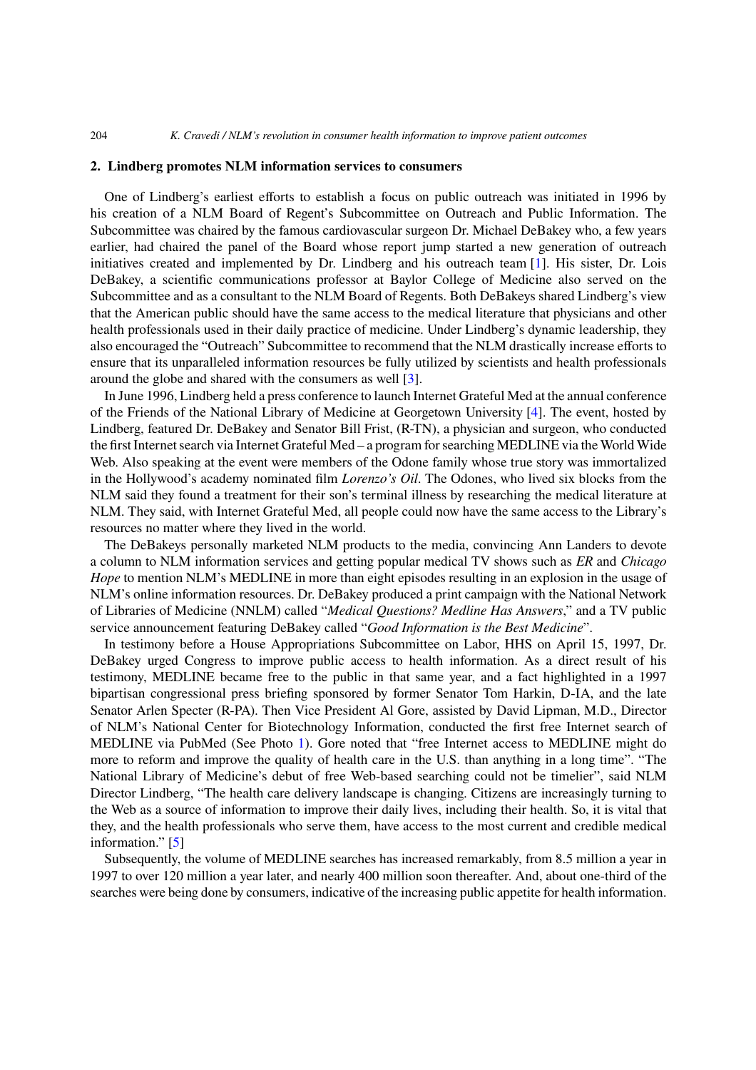## 2. Lindberg promotes NLM information services to consumers

One of Lindberg's earliest efforts to establish a focus on public outreach was initiated in 1996 by his creation of a NLM Board of Regent's Subcommittee on Outreach and Public Information. The Subcommittee was chaired by the famous cardiovascular surgeon Dr. Michael DeBakey who, a few years earlier, had chaired the panel of the Board whose report jump started a new generation of outreach initiatives created and implemented by Dr. Lindberg and his outreach team [1]. His sister, Dr. Lois DeBakey, a scientific communications professor at Baylor College of Medicine also served on the Subcommittee and as a consultant to the NLM Board of Regents. Both DeBakeys shared Lindberg's view that the American public should have the same access to the medical literature that physicians and other health professionals used in their daily practice of medicine. Under Lindberg's dynamic leadership, they also encouraged the "Outreach" Subcommittee to recommend that the NLM drastically increase efforts to ensure that its unparalleled information resources be fully utilized by scientists and health professionals around the globe and shared with the consumers as well [3].

In June 1996, Lindberg held a press conference to launch Internet Grateful Med at the annual conference of the Friends of the National Library of Medicine at Georgetown University [4]. The event, hosted by Lindberg, featured Dr. DeBakey and Senator Bill Frist, (R-TN), a physician and surgeon, who conducted the first Internet search via Internet Grateful Med – a program for searching MEDLINE via the World Wide Web. Also speaking at the event were members of the Odone family whose true story was immortalized in the Hollywood's academy nominated film *Lorenzo's Oil*. The Odones, who lived six blocks from the NLM said they found a treatment for their son's terminal illness by researching the medical literature at NLM. They said, with Internet Grateful Med, all people could now have the same access to the Library's resources no matter where they lived in the world.

The DeBakeys personally marketed NLM products to the media, convincing Ann Landers to devote a column to NLM information services and getting popular medical TV shows such as *ER* and *Chicago Hope* to mention NLM's MEDLINE in more than eight episodes resulting in an explosion in the usage of NLM's online information resources. Dr. DeBakey produced a print campaign with the National Network of Libraries of Medicine (NNLM) called "*Medical Questions? Medline Has Answers*," and a TV public service announcement featuring DeBakey called "*Good Information is the Best Medicine*".

In testimony before a House Appropriations Subcommittee on Labor, HHS on April 15, 1997, Dr. DeBakey urged Congress to improve public access to health information. As a direct result of his testimony, MEDLINE became free to the public in that same year, and a fact highlighted in a 1997 bipartisan congressional press briefing sponsored by former Senator Tom Harkin, D-IA, and the late Senator Arlen Specter (R-PA). Then Vice President Al Gore, assisted by David Lipman, M.D., Director of NLM's National Center for Biotechnology Information, conducted the first free Internet search of MEDLINE via PubMed (See Photo 1). Gore noted that "free Internet access to MEDLINE might do more to reform and improve the quality of health care in the U.S. than anything in a long time". "The National Library of Medicine's debut of free Web-based searching could not be timelier", said NLM Director Lindberg, "The health care delivery landscape is changing. Citizens are increasingly turning to the Web as a source of information to improve their daily lives, including their health. So, it is vital that they, and the health professionals who serve them, have access to the most current and credible medical information." [5]

Subsequently, the volume of MEDLINE searches has increased remarkably, from 8.5 million a year in 1997 to over 120 million a year later, and nearly 400 million soon thereafter. And, about one-third of the searches were being done by consumers, indicative of the increasing public appetite for health information.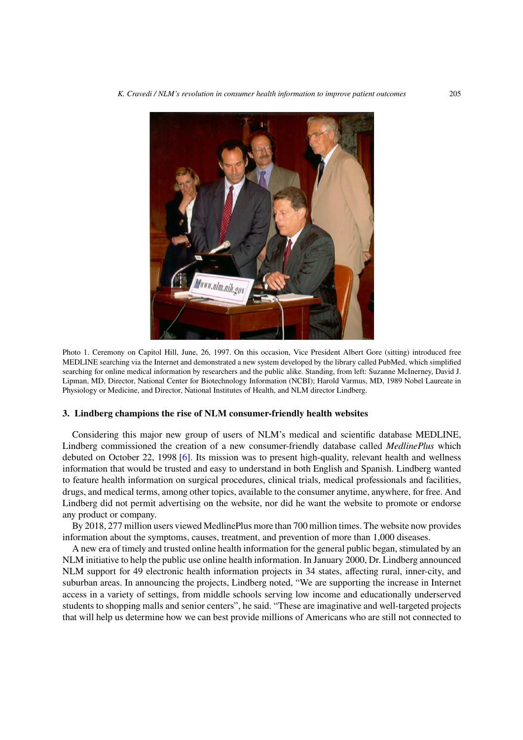Photo 1. Ceremony on Capitol Hill, June, 26, 1997. On this occasion, Vice President Albert Gore (sitting) introduced free MEDLINE searching via the Internet and demonstrated a new system developed by the library called PubMed, which simplified searching for online medical information by researchers and the public alike. Standing, from left: Suzanne McInerney, David J. Lipman, MD, Director, National Center for Biotechnology Information (NCBI); Harold Varmus, MD, 1989 Nobel Laureate in Physiology or Medicine, and Director, National Institutes of Health, and NLM director Lindberg.

### 3. Lindberg champions the rise of NLM consumer-friendly health websites

Considering this major new group of users of NLM's medical and scientific database MEDLINE, Lindberg commissioned the creation of a new consumer-friendly database called *MedlinePlus* which debuted on October 22, 1998 [6]. Its mission was to present high-quality, relevant health and wellness information that would be trusted and easy to understand in both English and Spanish. Lindberg wanted to feature health information on surgical procedures, clinical trials, medical professionals and facilities, drugs, and medical terms, among other topics, available to the consumer anytime, anywhere, for free. And Lindberg did not permit advertising on the website, nor did he want the website to promote or endorse any product or company.

By 2018, 277 million users viewed MedlinePlus more than 700 million times. The website now provides information about the symptoms, causes, treatment, and prevention of more than 1,000 diseases.

A new era of timely and trusted online health information for the general public began, stimulated by an NLM initiative to help the public use online health information. In January 2000, Dr. Lindberg announced NLM support for 49 electronic health information projects in 34 states, affecting rural, inner-city, and suburban areas. In announcing the projects, Lindberg noted, "We are supporting the increase in Internet access in a variety of settings, from middle schools serving low income and educationally underserved students to shopping malls and senior centers", he said. "These are imaginative and well-targeted projects that will help us determine how we can best provide millions of Americans who are still not connected to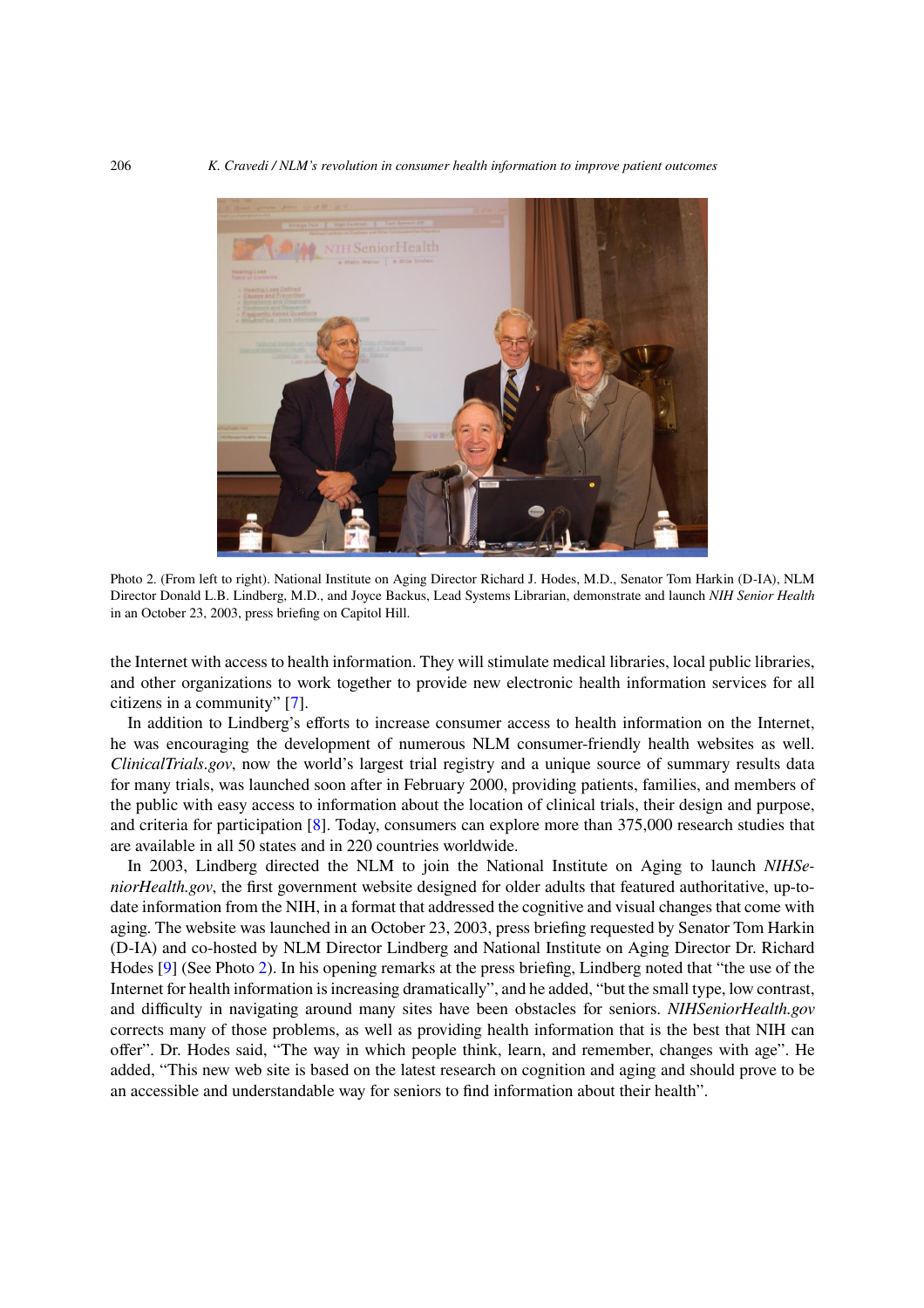Photo 2. (From left to right). National Institute on Aging Director Richard J. Hodes, M.D., Senator Tom Harkin (D-IA), NLM Director Donald L.B. Lindberg, M.D., and Joyce Backus, Lead Systems Librarian, demonstrate and launch *NIH Senior Health* in an October 23, 2003, press briefing on Capitol Hill.

the Internet with access to health information. They will stimulate medical libraries, local public libraries, and other organizations to work together to provide new electronic health information services for all citizens in a community" [7].

In addition to Lindberg's efforts to increase consumer access to health information on the Internet, he was encouraging the development of numerous NLM consumer-friendly health websites as well. *ClinicalTrials.gov*, now the world's largest trial registry and a unique source of summary results data for many trials, was launched soon after in February 2000, providing patients, families, and members of the public with easy access to information about the location of clinical trials, their design and purpose, and criteria for participation [8]. Today, consumers can explore more than 375,000 research studies that are available in all 50 states and in 220 countries worldwide.

In 2003, Lindberg directed the NLM to join the National Institute on Aging to launch *NIHSeniorHealth.gov*, the first government website designed for older adults that featured authoritative, up-to-date information from the NIH, in a format that addressed the cognitive and visual changes that come with aging. The website was launched in an October 23, 2003, press briefing requested by Senator Tom Harkin (D-IA) and co-hosted by NLM Director Lindberg and National Institute on Aging Director Dr. Richard Hodes [9] (See Photo 2). In his opening remarks at the press briefing, Lindberg noted that "the use of the Internet for health information is increasing dramatically", and he added, "but the small type, low contrast, and difficulty in navigating around many sites have been obstacles for seniors. *NIHSeniorHealth.gov* corrects many of those problems, as well as providing health information that is the best that NIH can offer". Dr. Hodes said, "The way in which people think, learn, and remember, changes with age". He added, "This new web site is based on the latest research on cognition and aging and should prove to be an accessible and understandable way for seniors to find information about their health".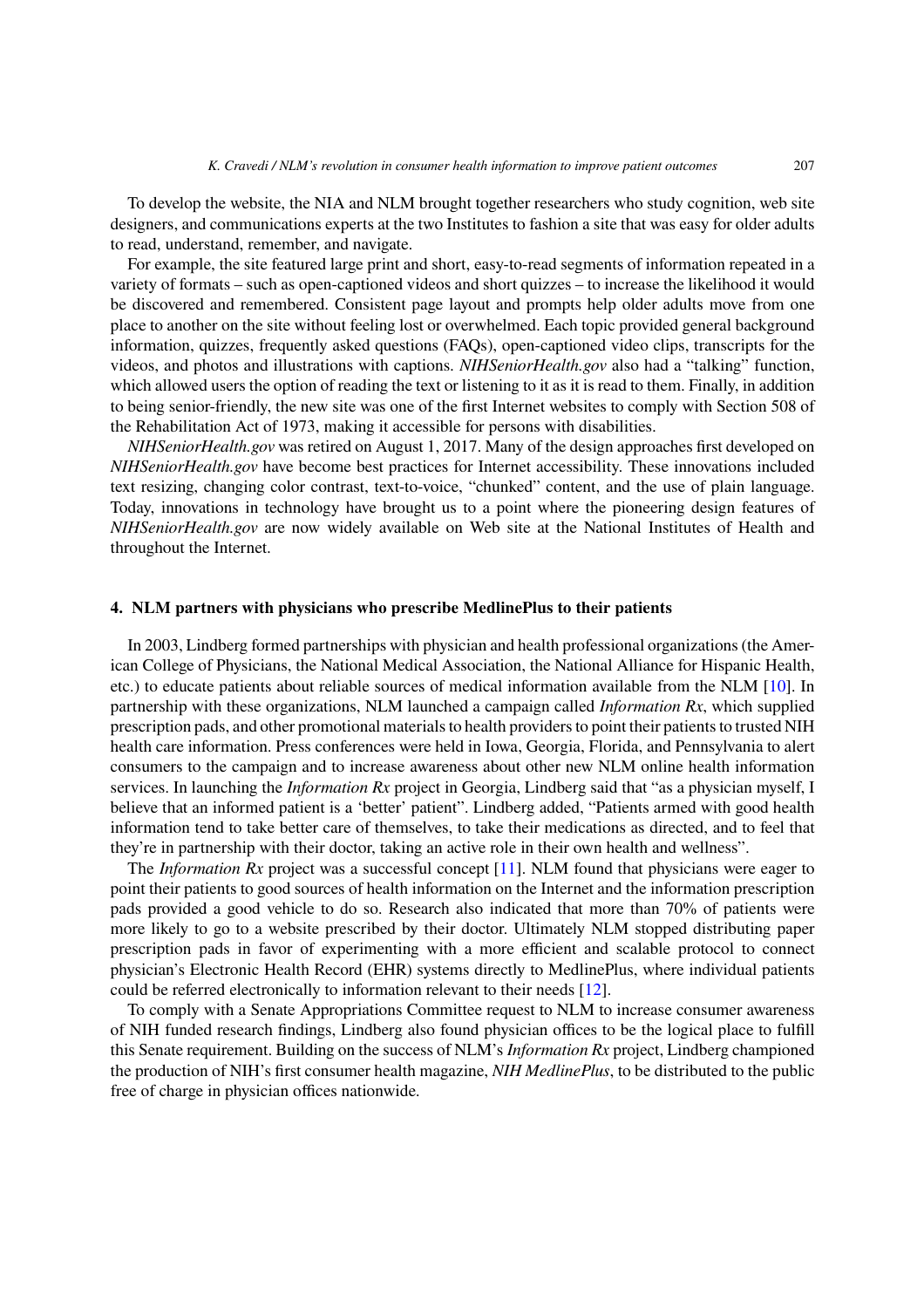To develop the website, the NIA and NLM brought together researchers who study cognition, web site designers, and communications experts at the two Institutes to fashion a site that was easy for older adults to read, understand, remember, and navigate.

For example, the site featured large print and short, easy-to-read segments of information repeated in a variety of formats – such as open-captioned videos and short quizzes – to increase the likelihood it would be discovered and remembered. Consistent page layout and prompts help older adults move from one place to another on the site without feeling lost or overwhelmed. Each topic provided general background information, quizzes, frequently asked questions (FAQs), open-captioned video clips, transcripts for the videos, and photos and illustrations with captions. *NIHSeniorHealth.gov* also had a "talking" function, which allowed users the option of reading the text or listening to it as it is read to them. Finally, in addition to being senior-friendly, the new site was one of the first Internet websites to comply with Section 508 of the Rehabilitation Act of 1973, making it accessible for persons with disabilities.

*NIHSeniorHealth.gov* was retired on August 1, 2017. Many of the design approaches first developed on *NIHSeniorHealth.gov* have become best practices for Internet accessibility. These innovations included text resizing, changing color contrast, text-to-voice, "chunked" content, and the use of plain language. Today, innovations in technology have brought us to a point where the pioneering design features of *NIHSeniorHealth.gov* are now widely available on Web site at the National Institutes of Health and throughout the Internet.

## 4. NLM partners with physicians who prescribe MedlinePlus to their patients

In 2003, Lindberg formed partnerships with physician and health professional organizations (the American College of Physicians, the National Medical Association, the National Alliance for Hispanic Health, etc.) to educate patients about reliable sources of medical information available from the NLM [10]. In partnership with these organizations, NLM launched a campaign called *Information Rx*, which supplied prescription pads, and other promotional materials to health providers to point their patients to trusted NIH health care information. Press conferences were held in Iowa, Georgia, Florida, and Pennsylvania to alert consumers to the campaign and to increase awareness about other new NLM online health information services. In launching the *Information Rx* project in Georgia, Lindberg said that "as a physician myself, I believe that an informed patient is a 'better' patient". Lindberg added, "Patients armed with good health information tend to take better care of themselves, to take their medications as directed, and to feel that they're in partnership with their doctor, taking an active role in their own health and wellness".

The *Information Rx* project was a successful concept [11]. NLM found that physicians were eager to point their patients to good sources of health information on the Internet and the information prescription pads provided a good vehicle to do so. Research also indicated that more than 70% of patients were more likely to go to a website prescribed by their doctor. Ultimately NLM stopped distributing paper prescription pads in favor of experimenting with a more efficient and scalable protocol to connect physician's Electronic Health Record (EHR) systems directly to MedlinePlus, where individual patients could be referred electronically to information relevant to their needs [12].

To comply with a Senate Appropriations Committee request to NLM to increase consumer awareness of NIH funded research findings, Lindberg also found physician offices to be the logical place to fulfill this Senate requirement. Building on the success of NLM's *Information Rx* project, Lindberg championed the production of NIH's first consumer health magazine, *NIH MedlinePlus*, to be distributed to the public free of charge in physician offices nationwide.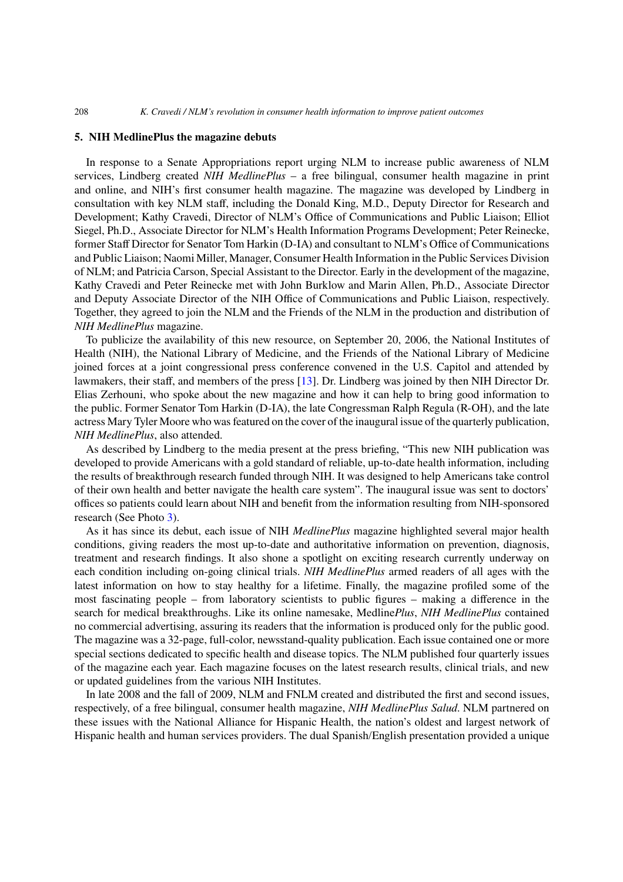## 5. NIH MedlinePlus the magazine debuts

In response to a Senate Appropriations report urging NLM to increase public awareness of NLM services, Lindberg created *NIH MedlinePlus* – a free bilingual, consumer health magazine in print and online, and NIH's first consumer health magazine. The magazine was developed by Lindberg in consultation with key NLM staff, including the Donald King, M.D., Deputy Director for Research and Development; Kathy Cravedi, Director of NLM's Office of Communications and Public Liaison; Elliot Siegel, Ph.D., Associate Director for NLM's Health Information Programs Development; Peter Reinecke, former Staff Director for Senator Tom Harkin (D-IA) and consultant to NLM's Office of Communications and Public Liaison; Naomi Miller, Manager, Consumer Health Information in the Public Services Division of NLM; and Patricia Carson, Special Assistant to the Director. Early in the development of the magazine, Kathy Cravedi and Peter Reinecke met with John Burklow and Marin Allen, Ph.D., Associate Director and Deputy Associate Director of the NIH Office of Communications and Public Liaison, respectively. Together, they agreed to join the NLM and the Friends of the NLM in the production and distribution of *NIH MedlinePlus* magazine.

To publicize the availability of this new resource, on September 20, 2006, the National Institutes of Health (NIH), the National Library of Medicine, and the Friends of the National Library of Medicine joined forces at a joint congressional press conference convened in the U.S. Capitol and attended by lawmakers, their staff, and members of the press [13]. Dr. Lindberg was joined by then NIH Director Dr. Elias Zerhouni, who spoke about the new magazine and how it can help to bring good information to the public. Former Senator Tom Harkin (D-IA), the late Congressman Ralph Regula (R-OH), and the late actress Mary Tyler Moore who was featured on the cover of the inaugural issue of the quarterly publication, *NIH MedlinePlus*, also attended.

As described by Lindberg to the media present at the press briefing, "This new NIH publication was developed to provide Americans with a gold standard of reliable, up-to-date health information, including the results of breakthrough research funded through NIH. It was designed to help Americans take control of their own health and better navigate the health care system". The inaugural issue was sent to doctors' offices so patients could learn about NIH and benefit from the information resulting from NIH-sponsored research (See Photo 3).

As it has since its debut, each issue of NIH *MedlinePlus* magazine highlighted several major health conditions, giving readers the most up-to-date and authoritative information on prevention, diagnosis, treatment and research findings. It also shone a spotlight on exciting research currently underway on each condition including on-going clinical trials. *NIH MedlinePlus* armed readers of all ages with the latest information on how to stay healthy for a lifetime. Finally, the magazine profiled some of the most fascinating people – from laboratory scientists to public figures – making a difference in the search for medical breakthroughs. Like its online namesake, Medline*Plus*, *NIH MedlinePlus* contained no commercial advertising, assuring its readers that the information is produced only for the public good. The magazine was a 32-page, full-color, newsstand-quality publication. Each issue contained one or more special sections dedicated to specific health and disease topics. The NLM published four quarterly issues of the magazine each year. Each magazine focuses on the latest research results, clinical trials, and new or updated guidelines from the various NIH Institutes.

In late 2008 and the fall of 2009, NLM and FNLM created and distributed the first and second issues, respectively, of a free bilingual, consumer health magazine, *NIH MedlinePlus Salud*. NLM partnered on these issues with the National Alliance for Hispanic Health, the nation's oldest and largest network of Hispanic health and human services providers. The dual Spanish/English presentation provided a unique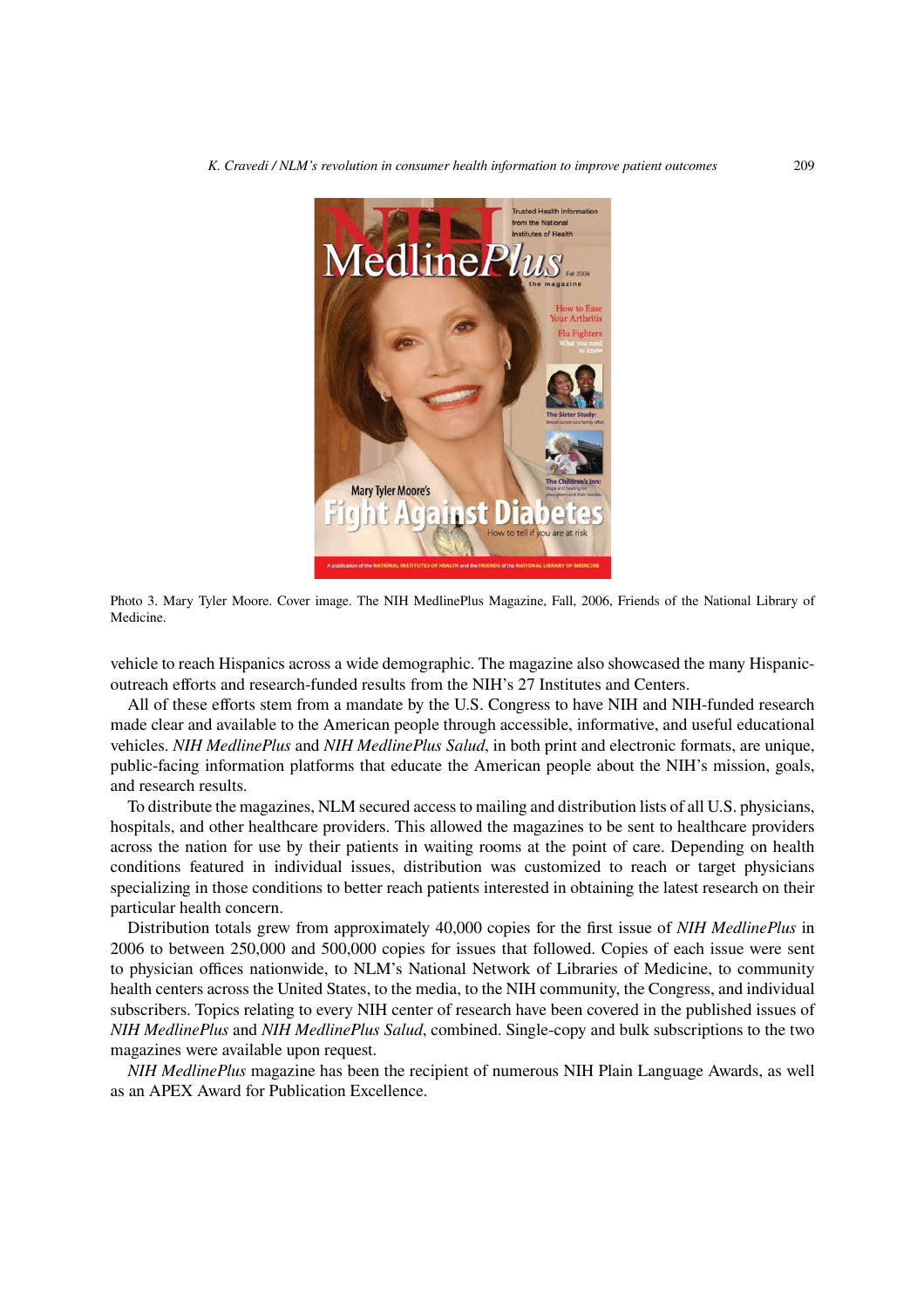Photo 3. Mary Tyler Moore. Cover image. The NIH MedlinePlus Magazine, Fall, 2006, Friends of the National Library of Medicine.

vehicle to reach Hispanics across a wide demographic. The magazine also showcased the many Hispanic-outreach efforts and research-funded results from the NIH's 27 Institutes and Centers.

All of these efforts stem from a mandate by the U.S. Congress to have NIH and NIH-funded research made clear and available to the American people through accessible, informative, and useful educational vehicles. *NIH MedlinePlus* and *NIH MedlinePlus Salud*, in both print and electronic formats, are unique, public-facing information platforms that educate the American people about the NIH's mission, goals, and research results.

To distribute the magazines, NLM secured access to mailing and distribution lists of all U.S. physicians, hospitals, and other healthcare providers. This allowed the magazines to be sent to healthcare providers across the nation for use by their patients in waiting rooms at the point of care. Depending on health conditions featured in individual issues, distribution was customized to reach or target physicians specializing in those conditions to better reach patients interested in obtaining the latest research on their particular health concern.

Distribution totals grew from approximately 40,000 copies for the first issue of *NIH MedlinePlus* in 2006 to between 250,000 and 500,000 copies for issues that followed. Copies of each issue were sent to physician offices nationwide, to NLM's National Network of Libraries of Medicine, to community health centers across the United States, to the media, to the NIH community, the Congress, and individual subscribers. Topics relating to every NIH center of research have been covered in the published issues of *NIH MedlinePlus* and *NIH MedlinePlus Salud*, combined. Single-copy and bulk subscriptions to the two magazines were available upon request.

*NIH MedlinePlus* magazine has been the recipient of numerous NIH Plain Language Awards, as well as an APEX Award for Publication Excellence.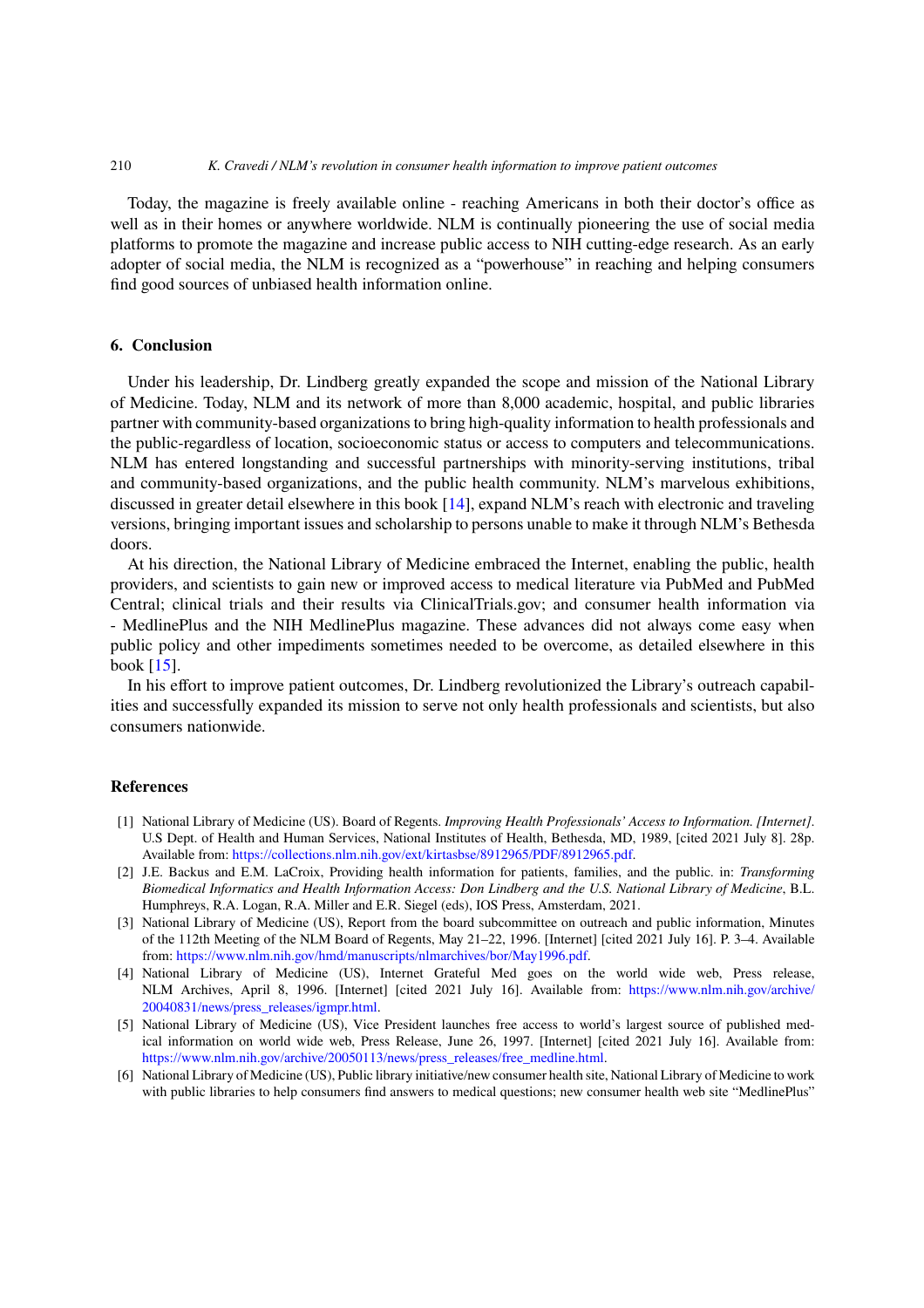Today, the magazine is freely available online - reaching Americans in both their doctor's office as well as in their homes or anywhere worldwide. NLM is continually pioneering the use of social media platforms to promote the magazine and increase public access to NIH cutting-edge research. As an early adopter of social media, the NLM is recognized as a "powerhouse" in reaching and helping consumers find good sources of unbiased health information online.

## 6. Conclusion

Under his leadership, Dr. Lindberg greatly expanded the scope and mission of the National Library of Medicine. Today, NLM and its network of more than 8,000 academic, hospital, and public libraries partner with community-based organizations to bring high-quality information to health professionals and the public-regardless of location, socioeconomic status or access to computers and telecommunications. NLM has entered longstanding and successful partnerships with minority-serving institutions, tribal and community-based organizations, and the public health community. NLM's marvelous exhibitions, discussed in greater detail elsewhere in this book [14], expand NLM's reach with electronic and traveling versions, bringing important issues and scholarship to persons unable to make it through NLM's Bethesda doors.

At his direction, the National Library of Medicine embraced the Internet, enabling the public, health providers, and scientists to gain new or improved access to medical literature via PubMed and PubMed Central; clinical trials and their results via ClinicalTrials.gov; and consumer health information via - MedlinePlus and the NIH MedlinePlus magazine. These advances did not always come easy when public policy and other impediments sometimes needed to be overcome, as detailed elsewhere in this book [15].

In his effort to improve patient outcomes, Dr. Lindberg revolutionized the Library's outreach capabilities and successfully expanded its mission to serve not only health professionals and scientists, but also consumers nationwide.

## References

[1] National Library of Medicine (US). Board of Regents. *Improving Health Professionals' Access to Information. [Internet].* U.S Dept. of Health and Human Services, National Institutes of Health, Bethesda, MD, 1989, [cited 2021 July 8]. 28p. Available from: https://collections.nlm.nih.gov/ext/kirtasbse/8912965/PDF/8912965.pdf.

[2] J.E. Backus and E.M. LaCroix, Providing health information for patients, families, and the public. in: *Transforming Biomedical Informatics and Health Information Access: Don Lindberg and the U.S. National Library of Medicine*, B.L. Humphreys, R.A. Logan, R.A. Miller and E.R. Siegel (eds), IOS Press, Amsterdam, 2021.

[3] National Library of Medicine (US), Report from the board subcommittee on outreach and public information, Minutes of the 112th Meeting of the NLM Board of Regents, May 21–22, 1996. [Internet] [cited 2021 July 16]. P. 3–4. Available from: https://www.nlm.nih.gov/hmd/manuscripts/nlmarchives/bor/May1996.pdf.

[4] National Library of Medicine (US), Internet Grateful Med goes on the world wide web, Press release, NLM Archives, April 8, 1996. [Internet] [cited 2021 July 16]. Available from: https://www.nlm.nih.gov/archive/20040831/news/press_releases/igmpr.html.

[5] National Library of Medicine (US), Vice President launches free access to world's largest source of published medical information on world wide web, Press Release, June 26, 1997. [Internet] [cited 2021 July 16]. Available from: https://www.nlm.nih.gov/archive/20050113/news/press_releases/free_medline.html.

[6] National Library of Medicine (US), Public library initiative/new consumer health site, National Library of Medicine to work with public libraries to help consumers find answers to medical questions; new consumer health web site "MedlinePlus"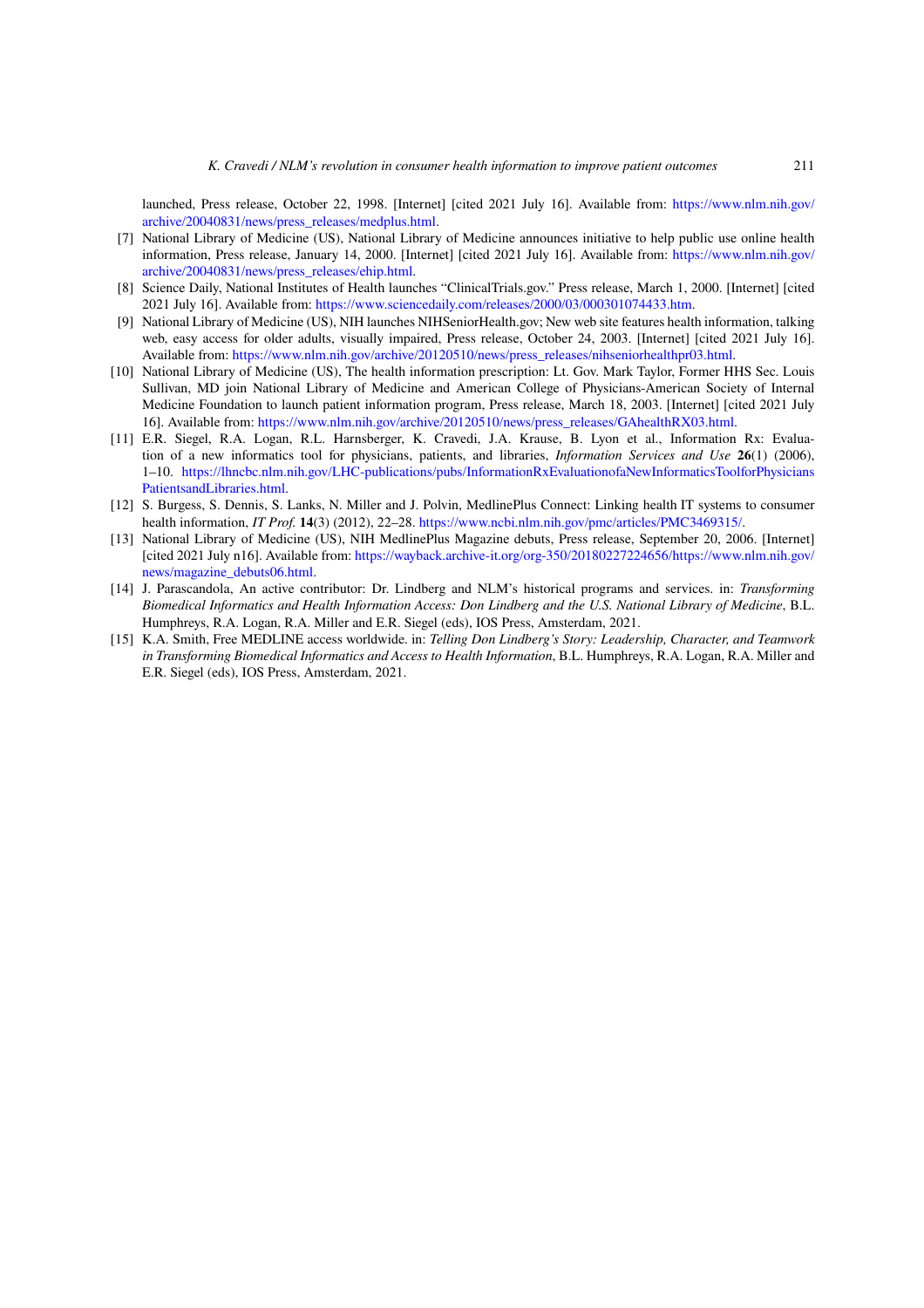launched, Press release, October 22, 1998. [Internet] [cited 2021 July 16]. Available from: https://www.nlm.nih.gov/archive/20040831/news/press_releases/medplus.html.

[7] National Library of Medicine (US), National Library of Medicine announces initiative to help public use online health information, Press release, January 14, 2000. [Internet] [cited 2021 July 16]. Available from: https://www.nlm.nih.gov/archive/20040831/news/press_releases/ehip.html.

[8] Science Daily, National Institutes of Health launches "ClinicalTrials.gov." Press release, March 1, 2000. [Internet] [cited 2021 July 16]. Available from: https://www.sciencedaily.com/releases/2000/03/000301074433.htm.

[9] National Library of Medicine (US), NIH launches NIHSeniorHealth.gov; New web site features health information, talking web, easy access for older adults, visually impaired, Press release, October 24, 2003. [Internet] [cited 2021 July 16]. Available from: https://www.nlm.nih.gov/archive/20120510/news/press_releases/nihseniorhealthpr03.html.

[10] National Library of Medicine (US), The health information prescription: Lt. Gov. Mark Taylor, Former HHS Sec. Louis Sullivan, MD join National Library of Medicine and American College of Physicians-American Society of Internal Medicine Foundation to launch patient information program, Press release, March 18, 2003. [Internet] [cited 2021 July 16]. Available from: https://www.nlm.nih.gov/archive/20120510/news/press_releases/GAhealthRX03.html.

[11] E.R. Siegel, R.A. Logan, R.L. Harnsberger, K. Cravedi, J.A. Krause, B. Lyon et al., Information Rx: Evaluation of a new informatics tool for physicians, patients, and libraries, *Information Services and Use* **26**(1) (2006), 1–10. https://lhncbc.nlm.nih.gov/LHC-publications/pubs/InformationRxEvaluationofaNewInformaticsToolforPhysiciansPatientsandLibraries.html.

[12] S. Burgess, S. Dennis, S. Lanks, N. Miller and J. Polvin, MedlinePlus Connect: Linking health IT systems to consumer health information, *IT Prof.* **14**(3) (2012), 22–28. https://www.ncbi.nlm.nih.gov/pmc/articles/PMC3469315/.

[13] National Library of Medicine (US), NIH MedlinePlus Magazine debuts, Press release, September 20, 2006. [Internet] [cited 2021 July n16]. Available from: https://wayback.archive-it.org/org-350/20180227224656/https://www.nlm.nih.gov/news/magazine_debuts06.html.

[14] J. Parascandola, An active contributor: Dr. Lindberg and NLM's historical programs and services. in: *Transforming Biomedical Informatics and Health Information Access: Don Lindberg and the U.S. National Library of Medicine*, B.L. Humphreys, R.A. Logan, R.A. Miller and E.R. Siegel (eds), IOS Press, Amsterdam, 2021.

[15] K.A. Smith, Free MEDLINE access worldwide. in: *Telling Don Lindberg's Story: Leadership, Character, and Teamwork in Transforming Biomedical Informatics and Access to Health Information*, B.L. Humphreys, R.A. Logan, R.A. Miller and E.R. Siegel (eds), IOS Press, Amsterdam, 2021.